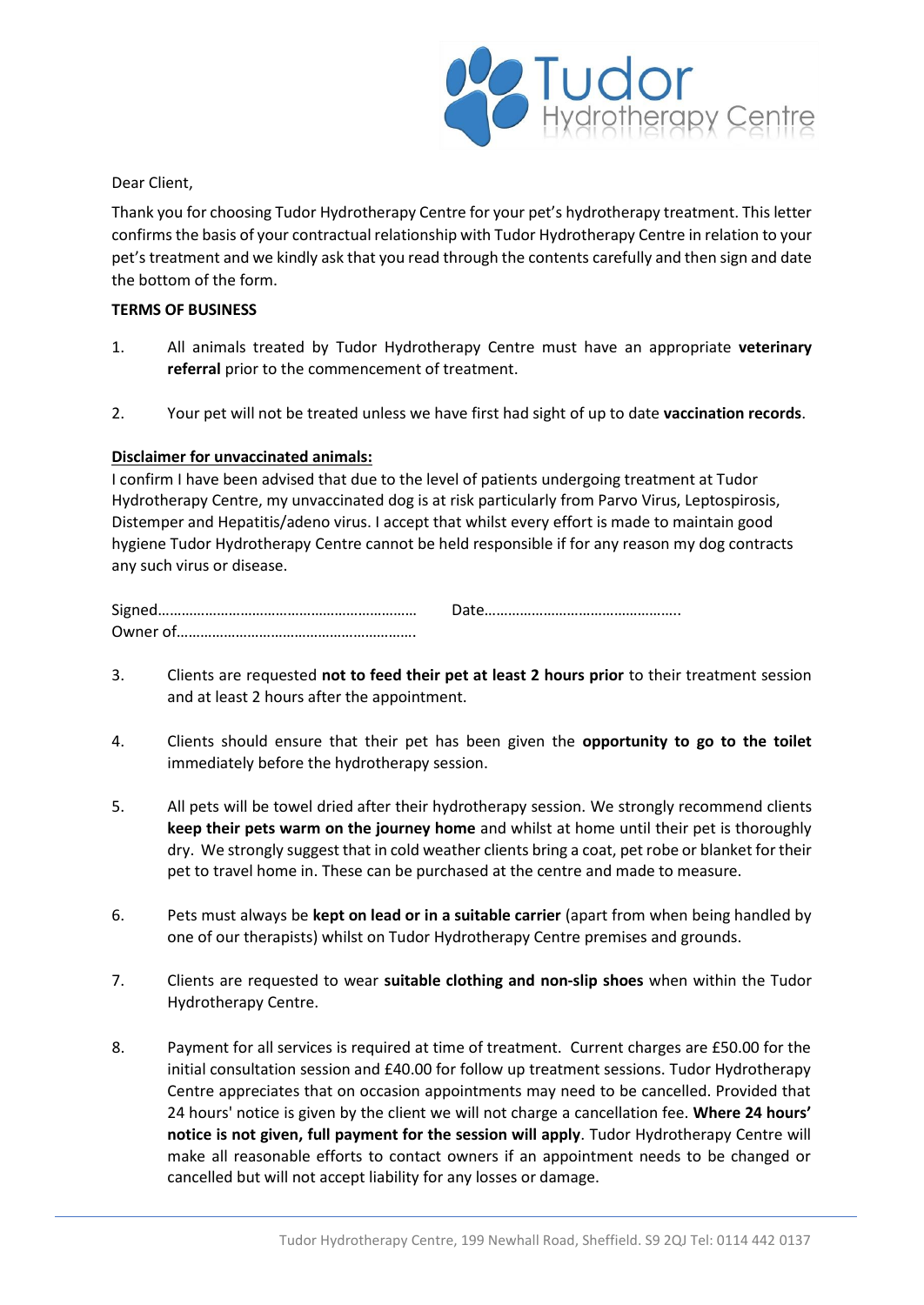Dear Client,

Thank you for choosing Tudor Hydrotherapy Centre for your pet's hydrotherapy treatment. This letter confirms the basis of your contractual relationship with Tudor Hydrotherapy Centre in relation to your pet's treatment and we kindly ask that you read through the contents carefully and then sign and date the bottom of the form.

**TERMS OF BUSINESS**

1. All animals treated by Tudor Hydrotherapy Centre must have an appropriate **veterinary referral** prior to the commencement of treatment.

2. Your pet will not be treated unless we have first had sight of up to date **vaccination records**.

**Disclaimer for unvaccinated animals:**

I confirm I have been advised that due to the level of patients undergoing treatment at Tudor Hydrotherapy Centre, my unvaccinated dog is at risk particularly from Parvo Virus, Leptospirosis, Distemper and Hepatitis/adeno virus. I accept that whilst every effort is made to maintain good hygiene Tudor Hydrotherapy Centre cannot be held responsible if for any reason my dog contracts any such virus or disease.

Signed………………………………………………………… Date…………………………………………..
Owner of…………………………………………………….

3. Clients are requested **not to feed their pet at least 2 hours prior** to their treatment session and at least 2 hours after the appointment.

4. Clients should ensure that their pet has been given the **opportunity to go to the toilet** immediately before the hydrotherapy session.

5. All pets will be towel dried after their hydrotherapy session. We strongly recommend clients **keep their pets warm on the journey home** and whilst at home until their pet is thoroughly dry. We strongly suggest that in cold weather clients bring a coat, pet robe or blanket for their pet to travel home in. These can be purchased at the centre and made to measure.

6. Pets must always be **kept on lead or in a suitable carrier** (apart from when being handled by one of our therapists) whilst on Tudor Hydrotherapy Centre premises and grounds.

7. Clients are requested to wear **suitable clothing and non-slip shoes** when within the Tudor Hydrotherapy Centre.

8. Payment for all services is required at time of treatment. Current charges are £50.00 for the initial consultation session and £40.00 for follow up treatment sessions. Tudor Hydrotherapy Centre appreciates that on occasion appointments may need to be cancelled. Provided that 24 hours' notice is given by the client we will not charge a cancellation fee. **Where 24 hours' notice is not given, full payment for the session will apply**. Tudor Hydrotherapy Centre will make all reasonable efforts to contact owners if an appointment needs to be changed or cancelled but will not accept liability for any losses or damage.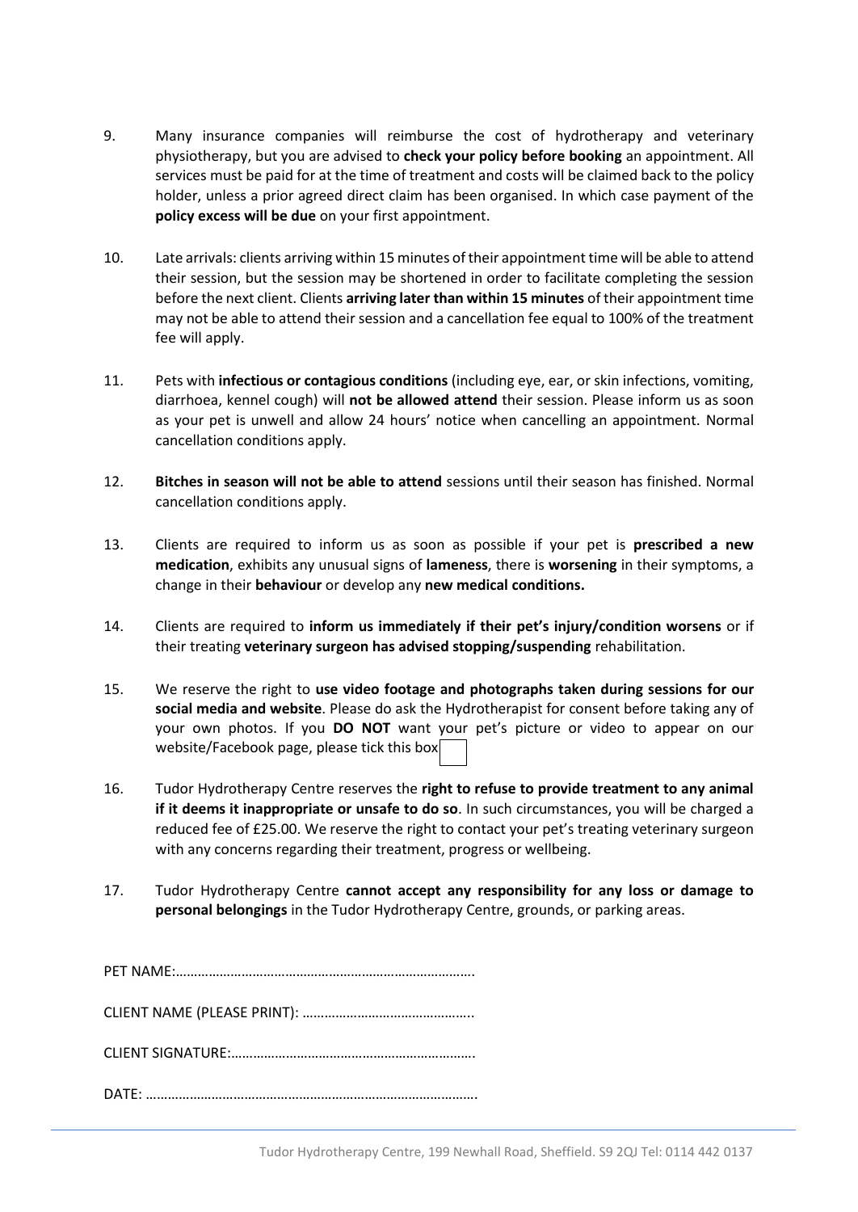9. Many insurance companies will reimburse the cost of hydrotherapy and veterinary physiotherapy, but you are advised to **check your policy before booking** an appointment. All services must be paid for at the time of treatment and costs will be claimed back to the policy holder, unless a prior agreed direct claim has been organised. In which case payment of the **policy excess will be due** on your first appointment.

10. Late arrivals: clients arriving within 15 minutes of their appointment time will be able to attend their session, but the session may be shortened in order to facilitate completing the session before the next client. Clients **arriving later than within 15 minutes** of their appointment time may not be able to attend their session and a cancellation fee equal to 100% of the treatment fee will apply.

11. Pets with **infectious or contagious conditions** (including eye, ear, or skin infections, vomiting, diarrhoea, kennel cough) will **not be allowed attend** their session. Please inform us as soon as your pet is unwell and allow 24 hours' notice when cancelling an appointment. Normal cancellation conditions apply.

12. **Bitches in season will not be able to attend** sessions until their season has finished. Normal cancellation conditions apply.

13. Clients are required to inform us as soon as possible if your pet is **prescribed a new medication**, exhibits any unusual signs of **lameness**, there is **worsening** in their symptoms, a change in their **behaviour** or develop any **new medical conditions.**

14. Clients are required to **inform us immediately if their pet's injury/condition worsens** or if their treating **veterinary surgeon has advised stopping/suspending** rehabilitation.

15. We reserve the right to **use video footage and photographs taken during sessions for our social media and website**. Please do ask the Hydrotherapist for consent before taking any of your own photos. If you **DO NOT** want your pet's picture or video to appear on our website/Facebook page, please tick this box ☐

16. Tudor Hydrotherapy Centre reserves the **right to refuse to provide treatment to any animal if it deems it inappropriate or unsafe to do so**. In such circumstances, you will be charged a reduced fee of £25.00. We reserve the right to contact your pet's treating veterinary surgeon with any concerns regarding their treatment, progress or wellbeing.

17. Tudor Hydrotherapy Centre **cannot accept any responsibility for any loss or damage to personal belongings** in the Tudor Hydrotherapy Centre, grounds, or parking areas.

PET NAME:……………………………………………………………………….

CLIENT NAME (PLEASE PRINT): ………………………………………..

CLIENT SIGNATURE:………………………………………………………….

DATE: ……………………………………………………………………………….

Tudor Hydrotherapy Centre, 199 Newhall Road, Sheffield. S9 2QJ Tel: 0114 442 0137